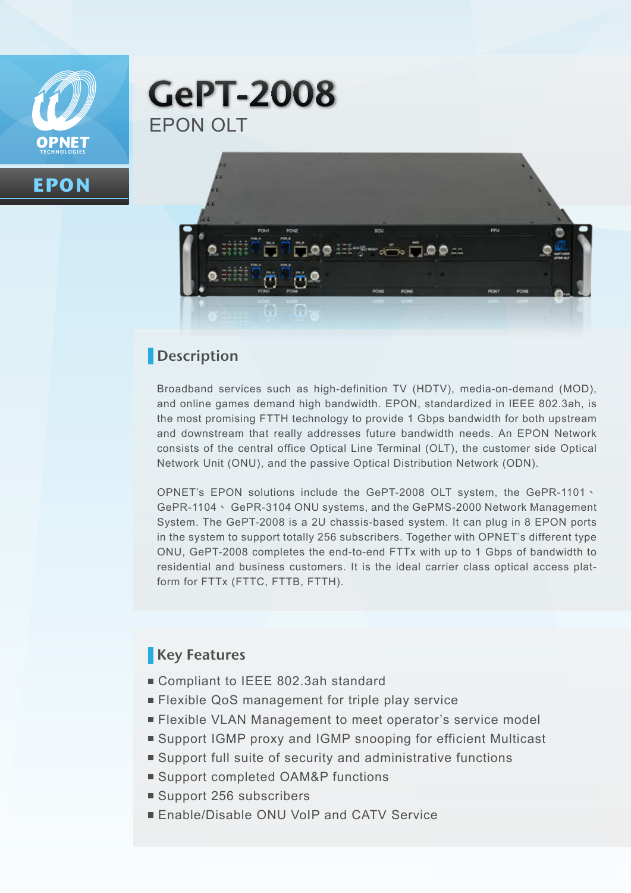OPNET TECHNOLOGIES

EPON

# GePT-2008

## EPON OLT

## Description

Broadband services such as high-definition TV (HDTV), media-on-demand (MOD), and online games demand high bandwidth. EPON, standardized in IEEE 802.3ah, is the most promising FTTH technology to provide 1 Gbps bandwidth for both upstream and downstream that really addresses future bandwidth needs. An EPON Network consists of the central office Optical Line Terminal (OLT), the customer side Optical Network Unit (ONU), and the passive Optical Distribution Network (ODN).

OPNET's EPON solutions include the GePT-2008 OLT system, the GePR-1101、GePR-1104、GePR-3104 ONU systems, and the GePMS-2000 Network Management System. The GePT-2008 is a 2U chassis-based system. It can plug in 8 EPON ports in the system to support totally 256 subscribers. Together with OPNET's different type ONU, GePT-2008 completes the end-to-end FTTx with up to 1 Gbps of bandwidth to residential and business customers. It is the ideal carrier class optical access platform for FTTx (FTTC, FTTB, FTTH).

## Key Features

- Compliant to IEEE 802.3ah standard
- Flexible QoS management for triple play service
- Flexible VLAN Management to meet operator's service model
- Support IGMP proxy and IGMP snooping for efficient Multicast
- Support full suite of security and administrative functions
- Support completed OAM&P functions
- Support 256 subscribers
- Enable/Disable ONU VoIP and CATV Service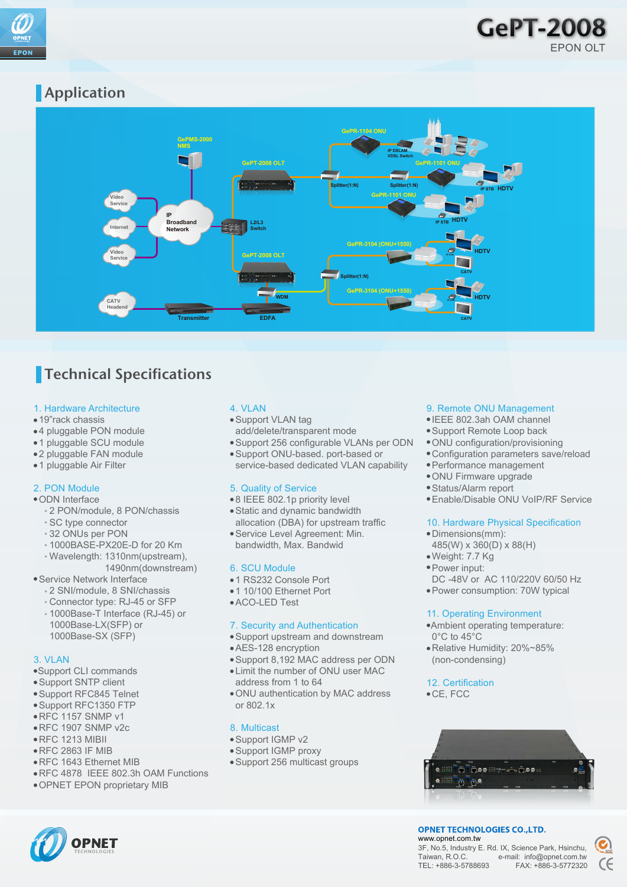# GePT-2008

EPON OLT

## Application

GePMS-2000 NMS

GePT-2008 OLT

GePR-1104 ONU

IP DSLAM VDSL Switch

GePR-1101 ONU

Splitter(1:N)

Splitter(1:N)

IP STB HDTV

GePR-1101 ONU

IP STB HDTV

Video Service

Internet

Video Service

IP Broadband Network

L2/L3 Switch

GePR-3104 (ONU+1550)

HDTV

CATV

GePT-2008 OLT

Splitter(1:N)

GePR-3104 (ONU+1550)

HDTV

CATV

WDM

CATV Headend

Transmitter

EDFA

## Technical Specifications

**1. Hardware Architecture**
- 19"rack chassis
- 4 pluggable PON module
- 1 pluggable SCU module
- 2 pluggable FAN module
- 1 pluggable Air Filter

**2. PON Module**
- ODN Interface
  - 2 PON/module, 8 PON/chassis
  - SC type connector
  - 32 ONUs per PON
  - 1000BASE-PX20E-D for 20 Km
  - Wavelength: 1310nm(upstream), 1490nm(downstream)
- Service Network Interface
  - 2 SNI/module, 8 SNI/chassis
  - Connector type: RJ-45 or SFP
  - 1000Base-T Interface (RJ-45) or 1000Base-LX(SFP) or 1000Base-SX (SFP)

**3. VLAN**
- Support CLI commands
- Support SNTP client
- Support RFC845 Telnet
- Support RFC1350 FTP
- RFC 1157 SNMP v1
- RFC 1907 SNMP v2c
- RFC 1213 MIBII
- RFC 2863 IF MIB
- RFC 1643 Ethernet MIB
- RFC 4878 IEEE 802.3h OAM Functions
- OPNET EPON proprietary MIB

**4. VLAN**
- Support VLAN tag add/delete/transparent mode
- Support 256 configurable VLANs per ODN
- Support ONU-based. port-based or service-based dedicated VLAN capability

**5. Quality of Service**
- 8 IEEE 802.1p priority level
- Static and dynamic bandwidth allocation (DBA) for upstream traffic
- Service Level Agreement: Min. bandwidth, Max. Bandwid

**6. SCU Module**
- 1 RS232 Console Port
- 1 10/100 Ethernet Port
- ACO-LED Test

**7. Security and Authentication**
- Support upstream and downstream
- AES-128 encryption
- Support 8,192 MAC address per ODN
- Limit the number of ONU user MAC address from 1 to 64
- ONU authentication by MAC address or 802.1x

**8. Multicast**
- Support IGMP v2
- Support IGMP proxy
- Support 256 multicast groups

**9. Remote ONU Management**
- IEEE 802.3ah OAM channel
- Support Remote Loop back
- ONU configuration/provisioning
- Configuration parameters save/reload
- Performance management
- ONU Firmware upgrade
- Status/Alarm report
- Enable/Disable ONU VoIP/RF Service

**10. Hardware Physical Specification**
- Dimensions(mm): 485(W) x 360(D) x 88(H)
- Weight: 7.7 Kg
- Power input: DC -48V or AC 110/220V 60/50 Hz
- Power consumption: 70W typical

**11. Operating Environment**
- Ambient operating temperature: 0°C to 45°C
- Relative Humidity: 20%~85% (non-condensing)

**12. Certification**
- CE, FCC

**OPNET TECHNOLOGIES CO.,LTD.**
www.opnet.com.tw
3F, No.5, Industry E. Rd. IX, Science Park, Hsinchu, Taiwan, R.O.C.
e-mail: info@opnet.com.tw
TEL: +886-3-5788693
FAX: +886-3-5772320